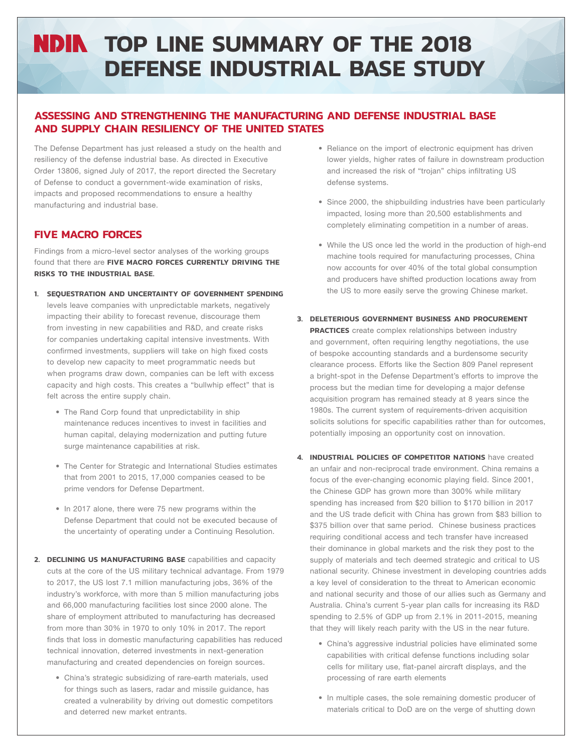# NDIA TOP LINE SUMMARY OF THE 2018 DEFENSE INDUSTRIAL BASE STUDY

## ASSESSING AND STRENGTHENING THE MANUFACTURING AND DEFENSE INDUSTRIAL BASE AND SUPPLY CHAIN RESILIENCY OF THE UNITED STATES

The Defense Department has just released a study on the health and resiliency of the defense industrial base. As directed in Executive Order 13806, signed July of 2017, the report directed the Secretary of Defense to conduct a government-wide examination of risks, impacts and proposed recommendations to ensure a healthy manufacturing and industrial base.

## FIVE MACRO FORCES

Findings from a micro-level sector analyses of the working groups found that there are **FIVE MACRO FORCES CURRENTLY DRIVING THE RISKS TO THE INDUSTRIAL BASE**.

1. **SEQUESTRATION AND UNCERTAINTY OF GOVERNMENT SPENDING** levels leave companies with unpredictable markets, negatively impacting their ability to forecast revenue, discourage them from investing in new capabilities and R&D, and create risks for companies undertaking capital intensive investments. With confirmed investments, suppliers will take on high fixed costs to develop new capacity to meet programmatic needs but when programs draw down, companies can be left with excess capacity and high costs. This creates a "bullwhip effect" that is felt across the entire supply chain.
   - The Rand Corp found that unpredictability in ship maintenance reduces incentives to invest in facilities and human capital, delaying modernization and putting future surge maintenance capabilities at risk.
   - The Center for Strategic and International Studies estimates that from 2001 to 2015, 17,000 companies ceased to be prime vendors for Defense Department.
   - In 2017 alone, there were 75 new programs within the Defense Department that could not be executed because of the uncertainty of operating under a Continuing Resolution.

2. **DECLINING US MANUFACTURING BASE** capabilities and capacity cuts at the core of the US military technical advantage. From 1979 to 2017, the US lost 7.1 million manufacturing jobs, 36% of the industry's workforce, with more than 5 million manufacturing jobs and 66,000 manufacturing facilities lost since 2000 alone. The share of employment attributed to manufacturing has decreased from more than 30% in 1970 to only 10% in 2017. The report finds that loss in domestic manufacturing capabilities has reduced technical innovation, deterred investments in next-generation manufacturing and created dependencies on foreign sources.
   - China's strategic subsidizing of rare-earth materials, used for things such as lasers, radar and missile guidance, has created a vulnerability by driving out domestic competitors and deterred new market entrants.
   - Reliance on the import of electronic equipment has driven lower yields, higher rates of failure in downstream production and increased the risk of "trojan" chips infiltrating US defense systems.
   - Since 2000, the shipbuilding industries have been particularly impacted, losing more than 20,500 establishments and completely eliminating competition in a number of areas.
   - While the US once led the world in the production of high-end machine tools required for manufacturing processes, China now accounts for over 40% of the total global consumption and producers have shifted production locations away from the US to more easily serve the growing Chinese market.

3. **DELETERIOUS GOVERNMENT BUSINESS AND PROCUREMENT PRACTICES** create complex relationships between industry and government, often requiring lengthy negotiations, the use of bespoke accounting standards and a burdensome security clearance process. Efforts like the Section 809 Panel represent a bright-spot in the Defense Department's efforts to improve the process but the median time for developing a major defense acquisition program has remained steady at 8 years since the 1980s. The current system of requirements-driven acquisition solicits solutions for specific capabilities rather than for outcomes, potentially imposing an opportunity cost on innovation.

4. **INDUSTRIAL POLICIES OF COMPETITOR NATIONS** have created an unfair and non-reciprocal trade environment. China remains a focus of the ever-changing economic playing field. Since 2001, the Chinese GDP has grown more than 300% while military spending has increased from $20 billion to $170 billion in 2017 and the US trade deficit with China has grown from $83 billion to $375 billion over that same period. Chinese business practices requiring conditional access and tech transfer have increased their dominance in global markets and the risk they post to the supply of materials and tech deemed strategic and critical to US national security. Chinese investment in developing countries adds a key level of consideration to the threat to American economic and national security and those of our allies such as Germany and Australia. China's current 5-year plan calls for increasing its R&D spending to 2.5% of GDP up from 2.1% in 2011-2015, meaning that they will likely reach parity with the US in the near future.
   - China's aggressive industrial policies have eliminated some capabilities with critical defense functions including solar cells for military use, flat-panel aircraft displays, and the processing of rare earth elements
   - In multiple cases, the sole remaining domestic producer of materials critical to DoD are on the verge of shutting down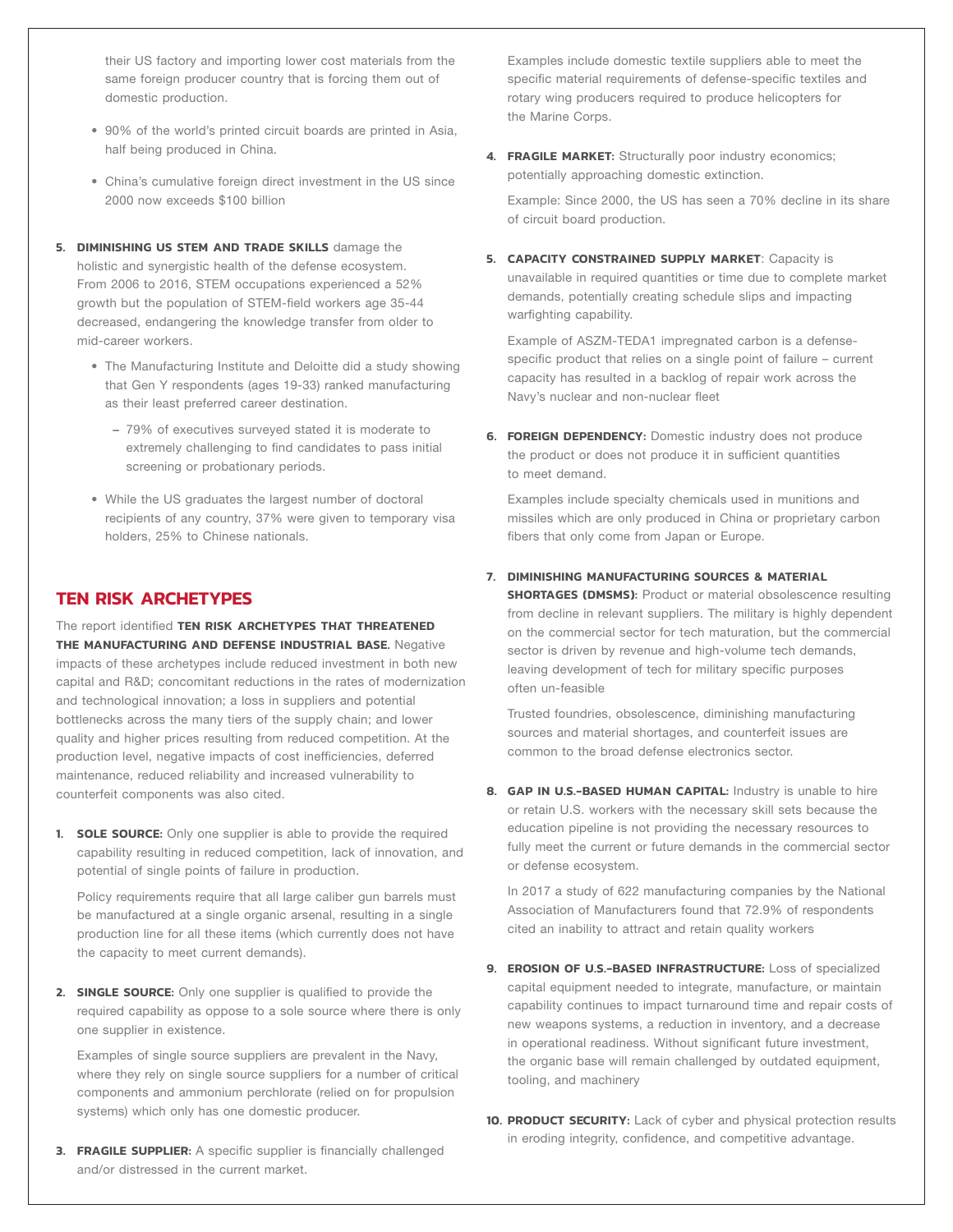their US factory and importing lower cost materials from the same foreign producer country that is forcing them out of domestic production.

- 90% of the world's printed circuit boards are printed in Asia, half being produced in China.
- China's cumulative foreign direct investment in the US since 2000 now exceeds $100 billion

5. **DIMINISHING US STEM AND TRADE SKILLS** damage the holistic and synergistic health of the defense ecosystem. From 2006 to 2016, STEM occupations experienced a 52% growth but the population of STEM-field workers age 35-44 decreased, endangering the knowledge transfer from older to mid-career workers.
   - The Manufacturing Institute and Deloitte did a study showing that Gen Y respondents (ages 19-33) ranked manufacturing as their least preferred career destination.
     - 79% of executives surveyed stated it is moderate to extremely challenging to find candidates to pass initial screening or probationary periods.
   - While the US graduates the largest number of doctoral recipients of any country, 37% were given to temporary visa holders, 25% to Chinese nationals.

## TEN RISK ARCHETYPES

The report identified **TEN RISK ARCHETYPES THAT THREATENED THE MANUFACTURING AND DEFENSE INDUSTRIAL BASE.** Negative impacts of these archetypes include reduced investment in both new capital and R&D; concomitant reductions in the rates of modernization and technological innovation; a loss in suppliers and potential bottlenecks across the many tiers of the supply chain; and lower quality and higher prices resulting from reduced competition. At the production level, negative impacts of cost inefficiencies, deferred maintenance, reduced reliability and increased vulnerability to counterfeit components was also cited.

1. **SOLE SOURCE:** Only one supplier is able to provide the required capability resulting in reduced competition, lack of innovation, and potential of single points of failure in production.

   Policy requirements require that all large caliber gun barrels must be manufactured at a single organic arsenal, resulting in a single production line for all these items (which currently does not have the capacity to meet current demands).

2. **SINGLE SOURCE:** Only one supplier is qualified to provide the required capability as oppose to a sole source where there is only one supplier in existence.

   Examples of single source suppliers are prevalent in the Navy, where they rely on single source suppliers for a number of critical components and ammonium perchlorate (relied on for propulsion systems) which only has one domestic producer.

3. **FRAGILE SUPPLIER:** A specific supplier is financially challenged and/or distressed in the current market.

   Examples include domestic textile suppliers able to meet the specific material requirements of defense-specific textiles and rotary wing producers required to produce helicopters for the Marine Corps.

4. **FRAGILE MARKET:** Structurally poor industry economics; potentially approaching domestic extinction.

   Example: Since 2000, the US has seen a 70% decline in its share of circuit board production.

5. **CAPACITY CONSTRAINED SUPPLY MARKET**: Capacity is unavailable in required quantities or time due to complete market demands, potentially creating schedule slips and impacting warfighting capability.

   Example of ASZM-TEDA1 impregnated carbon is a defense-specific product that relies on a single point of failure – current capacity has resulted in a backlog of repair work across the Navy's nuclear and non-nuclear fleet

6. **FOREIGN DEPENDENCY:** Domestic industry does not produce the product or does not produce it in sufficient quantities to meet demand.

   Examples include specialty chemicals used in munitions and missiles which are only produced in China or proprietary carbon fibers that only come from Japan or Europe.

7. **DIMINISHING MANUFACTURING SOURCES & MATERIAL SHORTAGES (DMSMS):** Product or material obsolescence resulting from decline in relevant suppliers. The military is highly dependent on the commercial sector for tech maturation, but the commercial sector is driven by revenue and high-volume tech demands, leaving development of tech for military specific purposes often un-feasible

   Trusted foundries, obsolescence, diminishing manufacturing sources and material shortages, and counterfeit issues are common to the broad defense electronics sector.

8. **GAP IN U.S.-BASED HUMAN CAPITAL:** Industry is unable to hire or retain U.S. workers with the necessary skill sets because the education pipeline is not providing the necessary resources to fully meet the current or future demands in the commercial sector or defense ecosystem.

   In 2017 a study of 622 manufacturing companies by the National Association of Manufacturers found that 72.9% of respondents cited an inability to attract and retain quality workers

9. **EROSION OF U.S.-BASED INFRASTRUCTURE:** Loss of specialized capital equipment needed to integrate, manufacture, or maintain capability continues to impact turnaround time and repair costs of new weapons systems, a reduction in inventory, and a decrease in operational readiness. Without significant future investment, the organic base will remain challenged by outdated equipment, tooling, and machinery

10. **PRODUCT SECURITY:** Lack of cyber and physical protection results in eroding integrity, confidence, and competitive advantage.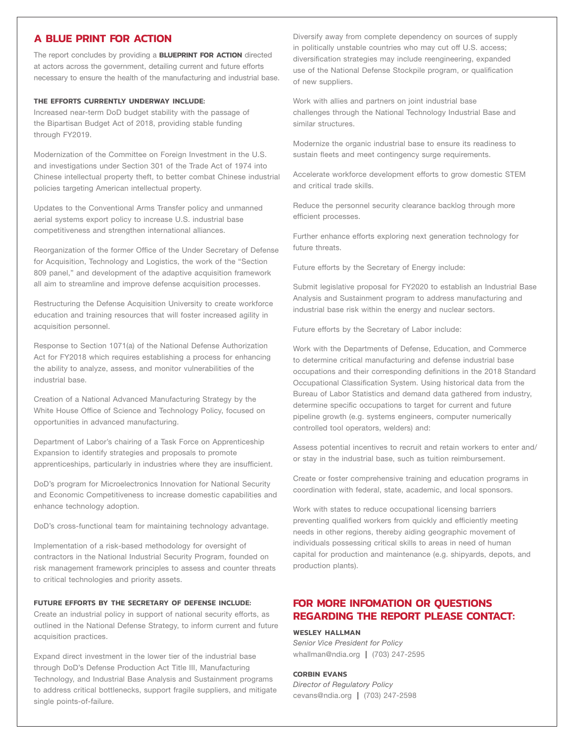## A BLUE PRINT FOR ACTION

The report concludes by providing a **BLUEPRINT FOR ACTION** directed at actors across the government, detailing current and future efforts necessary to ensure the health of the manufacturing and industrial base.

**THE EFFORTS CURRENTLY UNDERWAY INCLUDE:**

Increased near-term DoD budget stability with the passage of the Bipartisan Budget Act of 2018, providing stable funding through FY2019.

Modernization of the Committee on Foreign Investment in the U.S. and investigations under Section 301 of the Trade Act of 1974 into Chinese intellectual property theft, to better combat Chinese industrial policies targeting American intellectual property.

Updates to the Conventional Arms Transfer policy and unmanned aerial systems export policy to increase U.S. industrial base competitiveness and strengthen international alliances.

Reorganization of the former Office of the Under Secretary of Defense for Acquisition, Technology and Logistics, the work of the "Section 809 panel," and development of the adaptive acquisition framework all aim to streamline and improve defense acquisition processes.

Restructuring the Defense Acquisition University to create workforce education and training resources that will foster increased agility in acquisition personnel.

Response to Section 1071(a) of the National Defense Authorization Act for FY2018 which requires establishing a process for enhancing the ability to analyze, assess, and monitor vulnerabilities of the industrial base.

Creation of a National Advanced Manufacturing Strategy by the White House Office of Science and Technology Policy, focused on opportunities in advanced manufacturing.

Department of Labor's chairing of a Task Force on Apprenticeship Expansion to identify strategies and proposals to promote apprenticeships, particularly in industries where they are insufficient.

DoD's program for Microelectronics Innovation for National Security and Economic Competitiveness to increase domestic capabilities and enhance technology adoption.

DoD's cross-functional team for maintaining technology advantage.

Implementation of a risk-based methodology for oversight of contractors in the National Industrial Security Program, founded on risk management framework principles to assess and counter threats to critical technologies and priority assets.

**FUTURE EFFORTS BY THE SECRETARY OF DEFENSE INCLUDE:**

Create an industrial policy in support of national security efforts, as outlined in the National Defense Strategy, to inform current and future acquisition practices.

Expand direct investment in the lower tier of the industrial base through DoD's Defense Production Act Title III, Manufacturing Technology, and Industrial Base Analysis and Sustainment programs to address critical bottlenecks, support fragile suppliers, and mitigate single points-of-failure.

Diversify away from complete dependency on sources of supply in politically unstable countries who may cut off U.S. access; diversification strategies may include reengineering, expanded use of the National Defense Stockpile program, or qualification of new suppliers.

Work with allies and partners on joint industrial base challenges through the National Technology Industrial Base and similar structures.

Modernize the organic industrial base to ensure its readiness to sustain fleets and meet contingency surge requirements.

Accelerate workforce development efforts to grow domestic STEM and critical trade skills.

Reduce the personnel security clearance backlog through more efficient processes.

Further enhance efforts exploring next generation technology for future threats.

Future efforts by the Secretary of Energy include:

Submit legislative proposal for FY2020 to establish an Industrial Base Analysis and Sustainment program to address manufacturing and industrial base risk within the energy and nuclear sectors.

Future efforts by the Secretary of Labor include:

Work with the Departments of Defense, Education, and Commerce to determine critical manufacturing and defense industrial base occupations and their corresponding definitions in the 2018 Standard Occupational Classification System. Using historical data from the Bureau of Labor Statistics and demand data gathered from industry, determine specific occupations to target for current and future pipeline growth (e.g. systems engineers, computer numerically controlled tool operators, welders) and:

Assess potential incentives to recruit and retain workers to enter and/or stay in the industrial base, such as tuition reimbursement.

Create or foster comprehensive training and education programs in coordination with federal, state, academic, and local sponsors.

Work with states to reduce occupational licensing barriers preventing qualified workers from quickly and efficiently meeting needs in other regions, thereby aiding geographic movement of individuals possessing critical skills to areas in need of human capital for production and maintenance (e.g. shipyards, depots, and production plants).

## FOR MORE INFOMATION OR QUESTIONS REGARDING THE REPORT PLEASE CONTACT:

**WESLEY HALLMAN**
*Senior Vice President for Policy*
whallman@ndia.org | (703) 247-2595

**CORBIN EVANS**
*Director of Regulatory Policy*
cevans@ndia.org | (703) 247-2598